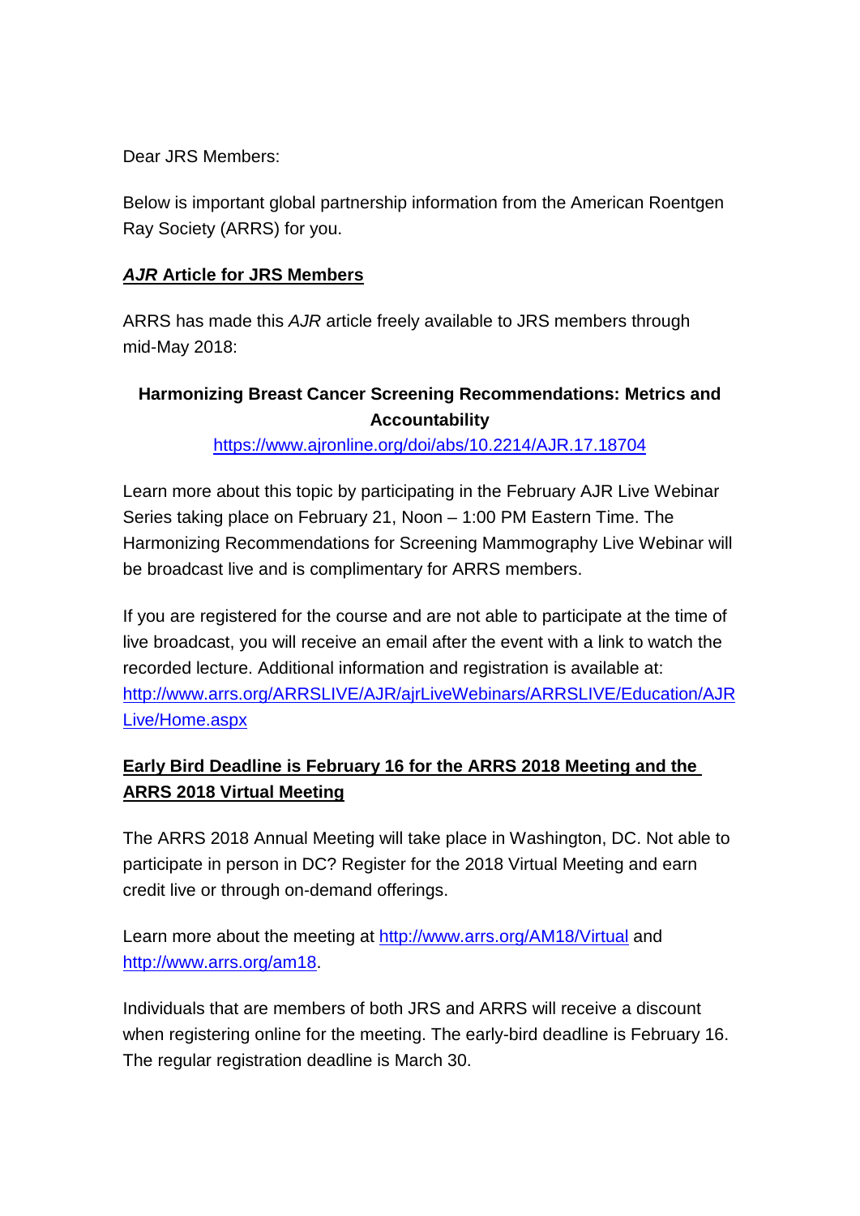Dear JRS Members:

Below is important global partnership information from the American Roentgen Ray Society (ARRS) for you.

## ***AJR* Article for JRS Members**

ARRS has made this *AJR* article freely available to JRS members through mid-May 2018:

**Harmonizing Breast Cancer Screening Recommendations: Metrics and Accountability**

https://www.ajronline.org/doi/abs/10.2214/AJR.17.18704

Learn more about this topic by participating in the February AJR Live Webinar Series taking place on February 21, Noon – 1:00 PM Eastern Time. The Harmonizing Recommendations for Screening Mammography Live Webinar will be broadcast live and is complimentary for ARRS members.

If you are registered for the course and are not able to participate at the time of live broadcast, you will receive an email after the event with a link to watch the recorded lecture. Additional information and registration is available at: http://www.arrs.org/ARRSLIVE/AJR/ajrLiveWebinars/ARRSLIVE/Education/AJRLive/Home.aspx

## **Early Bird Deadline is February 16 for the ARRS 2018 Meeting and the ARRS 2018 Virtual Meeting**

The ARRS 2018 Annual Meeting will take place in Washington, DC. Not able to participate in person in DC? Register for the 2018 Virtual Meeting and earn credit live or through on-demand offerings.

Learn more about the meeting at http://www.arrs.org/AM18/Virtual and http://www.arrs.org/am18.

Individuals that are members of both JRS and ARRS will receive a discount when registering online for the meeting. The early-bird deadline is February 16. The regular registration deadline is March 30.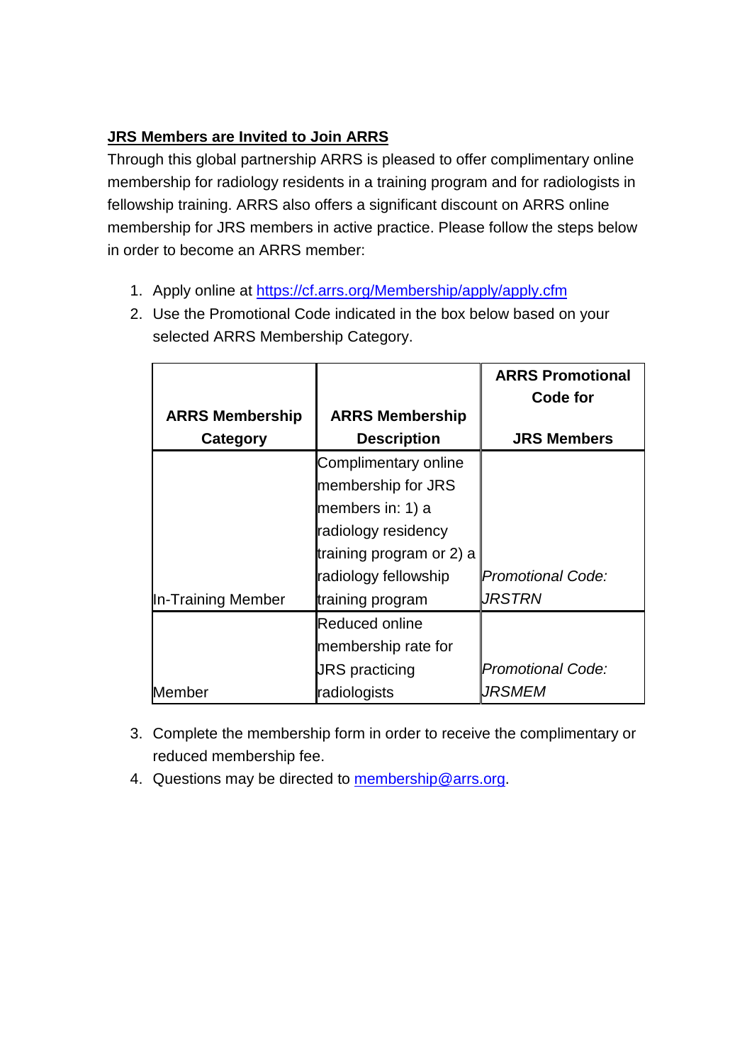**JRS Members are Invited to Join ARRS**

Through this global partnership ARRS is pleased to offer complimentary online membership for radiology residents in a training program and for radiologists in fellowship training. ARRS also offers a significant discount on ARRS online membership for JRS members in active practice. Please follow the steps below in order to become an ARRS member:

1. Apply online at [https://cf.arrs.org/Membership/apply/apply.cfm](https://cf.arrs.org/Membership/apply/apply.cfm)
2. Use the Promotional Code indicated in the box below based on your selected ARRS Membership Category.

| ARRS Membership Category | ARRS Membership Description | ARRS Promotional Code for JRS Members |
|---|---|---|
| In-Training Member | Complimentary online membership for JRS members in: 1) a radiology residency training program or 2) a radiology fellowship training program | *Promotional Code: JRSTRN* |
| Member | Reduced online membership rate for JRS practicing radiologists | *Promotional Code: JRSMEM* |

3. Complete the membership form in order to receive the complimentary or reduced membership fee.
4. Questions may be directed to [membership@arrs.org](mailto:membership@arrs.org).